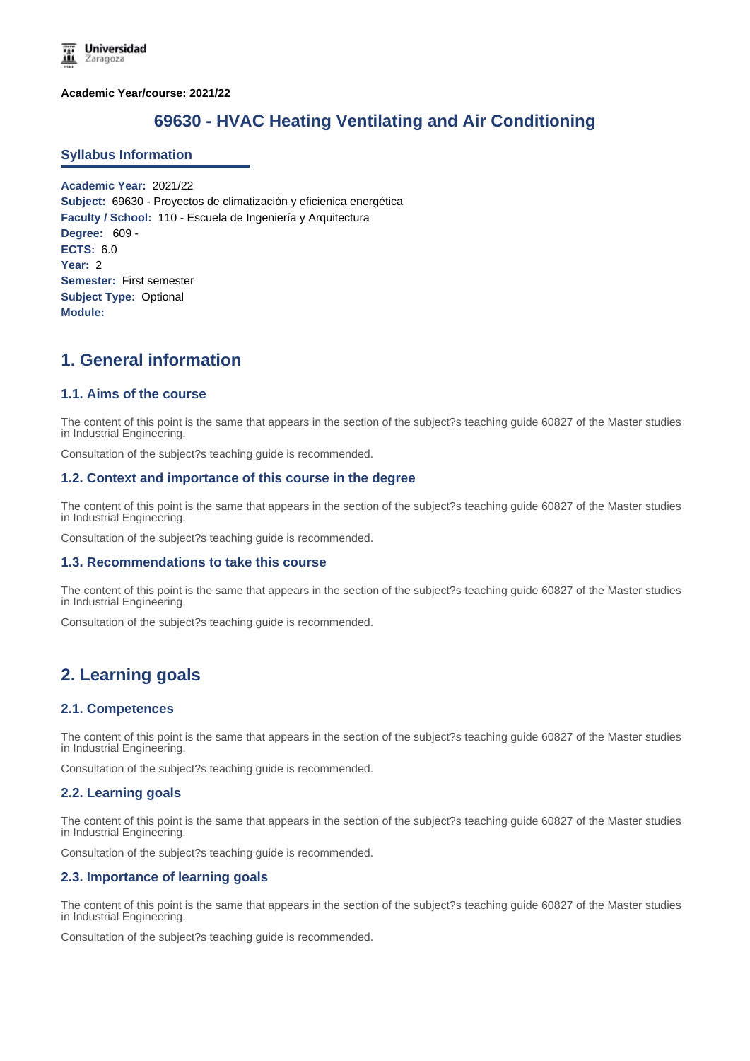**Academic Year/course: 2021/22**

# 69630 - HVAC Heating Ventilating and Air Conditioning

## Syllabus Information

**Academic Year:** 2021/22
**Subject:** 69630 - Proyectos de climatización y eficienica energética
**Faculty / School:** 110 - Escuela de Ingeniería y Arquitectura
**Degree:** 609 -
**ECTS:** 6.0
**Year:** 2
**Semester:** First semester
**Subject Type:** Optional
**Module:**

## 1. General information

### 1.1. Aims of the course

The content of this point is the same that appears in the section of the subject?s teaching guide 60827 of the Master studies in Industrial Engineering.

Consultation of the subject?s teaching guide is recommended.

### 1.2. Context and importance of this course in the degree

The content of this point is the same that appears in the section of the subject?s teaching guide 60827 of the Master studies in Industrial Engineering.

Consultation of the subject?s teaching guide is recommended.

### 1.3. Recommendations to take this course

The content of this point is the same that appears in the section of the subject?s teaching guide 60827 of the Master studies in Industrial Engineering.

Consultation of the subject?s teaching guide is recommended.

## 2. Learning goals

### 2.1. Competences

The content of this point is the same that appears in the section of the subject?s teaching guide 60827 of the Master studies in Industrial Engineering.

Consultation of the subject?s teaching guide is recommended.

### 2.2. Learning goals

The content of this point is the same that appears in the section of the subject?s teaching guide 60827 of the Master studies in Industrial Engineering.

Consultation of the subject?s teaching guide is recommended.

### 2.3. Importance of learning goals

The content of this point is the same that appears in the section of the subject?s teaching guide 60827 of the Master studies in Industrial Engineering.

Consultation of the subject?s teaching guide is recommended.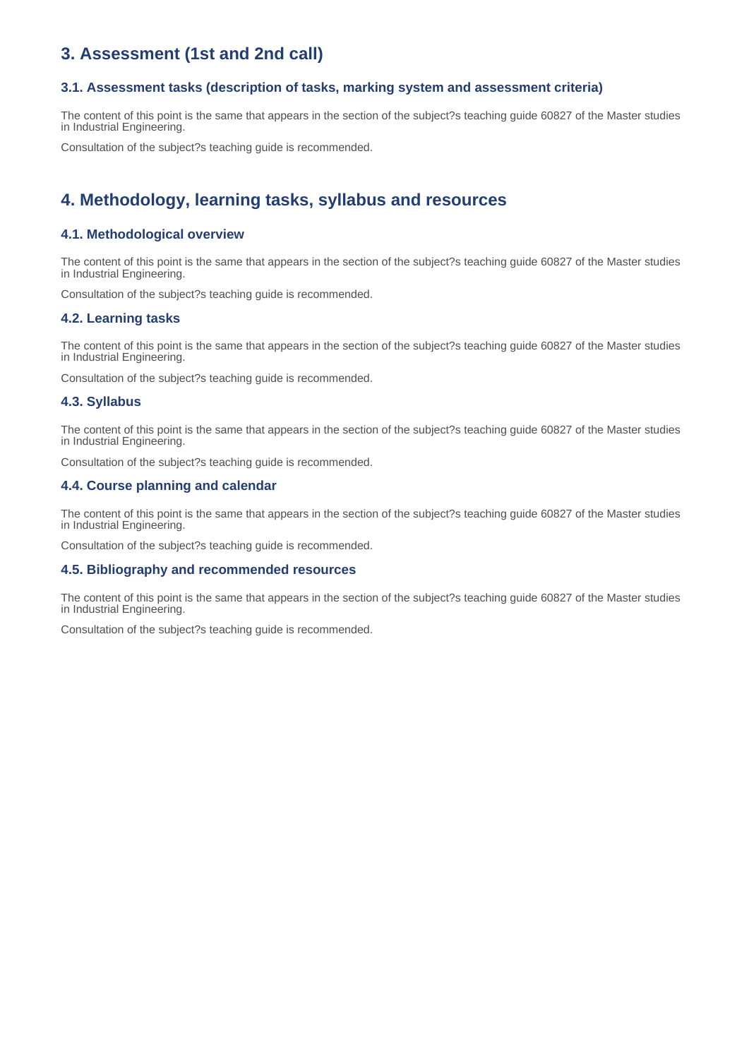## 3. Assessment (1st and 2nd call)

### 3.1. Assessment tasks (description of tasks, marking system and assessment criteria)

The content of this point is the same that appears in the section of the subject?s teaching guide 60827 of the Master studies in Industrial Engineering.

Consultation of the subject?s teaching guide is recommended.

## 4. Methodology, learning tasks, syllabus and resources

### 4.1. Methodological overview

The content of this point is the same that appears in the section of the subject?s teaching guide 60827 of the Master studies in Industrial Engineering.

Consultation of the subject?s teaching guide is recommended.

### 4.2. Learning tasks

The content of this point is the same that appears in the section of the subject?s teaching guide 60827 of the Master studies in Industrial Engineering.

Consultation of the subject?s teaching guide is recommended.

### 4.3. Syllabus

The content of this point is the same that appears in the section of the subject?s teaching guide 60827 of the Master studies in Industrial Engineering.

Consultation of the subject?s teaching guide is recommended.

### 4.4. Course planning and calendar

The content of this point is the same that appears in the section of the subject?s teaching guide 60827 of the Master studies in Industrial Engineering.

Consultation of the subject?s teaching guide is recommended.

### 4.5. Bibliography and recommended resources

The content of this point is the same that appears in the section of the subject?s teaching guide 60827 of the Master studies in Industrial Engineering.

Consultation of the subject?s teaching guide is recommended.